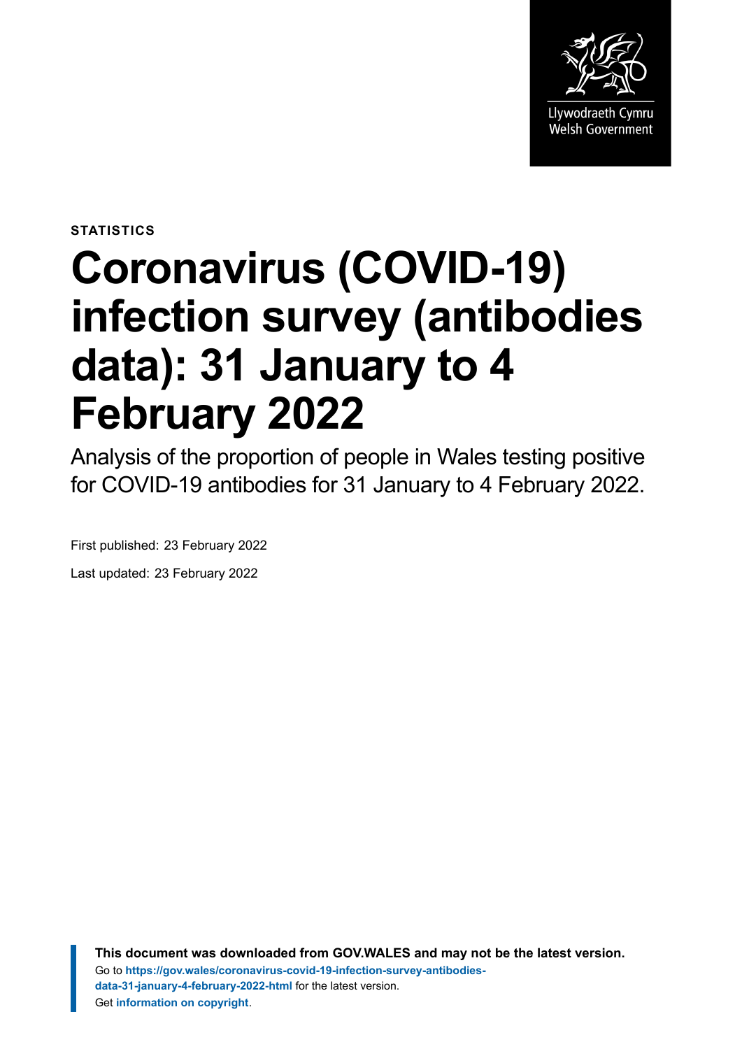Llywodraeth Cymru
Welsh Government

STATISTICS

# Coronavirus (COVID-19) infection survey (antibodies data): 31 January to 4 February 2022

Analysis of the proportion of people in Wales testing positive for COVID-19 antibodies for 31 January to 4 February 2022.

First published: 23 February 2022

Last updated: 23 February 2022

**This document was downloaded from GOV.WALES and may not be the latest version.**
Go to **https://gov.wales/coronavirus-covid-19-infection-survey-antibodies-data-31-january-4-february-2022-html** for the latest version.
Get **information on copyright**.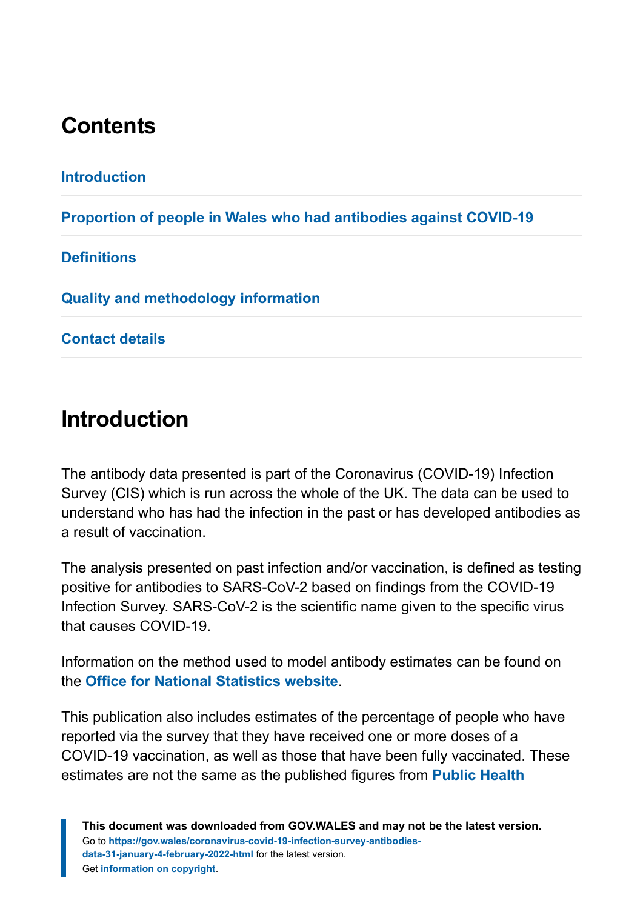## Contents

Introduction

Proportion of people in Wales who had antibodies against COVID-19

Definitions

Quality and methodology information

Contact details

## Introduction

The antibody data presented is part of the Coronavirus (COVID-19) Infection Survey (CIS) which is run across the whole of the UK. The data can be used to understand who has had the infection in the past or has developed antibodies as a result of vaccination.

The analysis presented on past infection and/or vaccination, is defined as testing positive for antibodies to SARS-CoV-2 based on findings from the COVID-19 Infection Survey. SARS-CoV-2 is the scientific name given to the specific virus that causes COVID-19.

Information on the method used to model antibody estimates can be found on the **Office for National Statistics website**.

This publication also includes estimates of the percentage of people who have reported via the survey that they have received one or more doses of a COVID-19 vaccination, as well as those that have been fully vaccinated. These estimates are not the same as the published figures from **Public Health**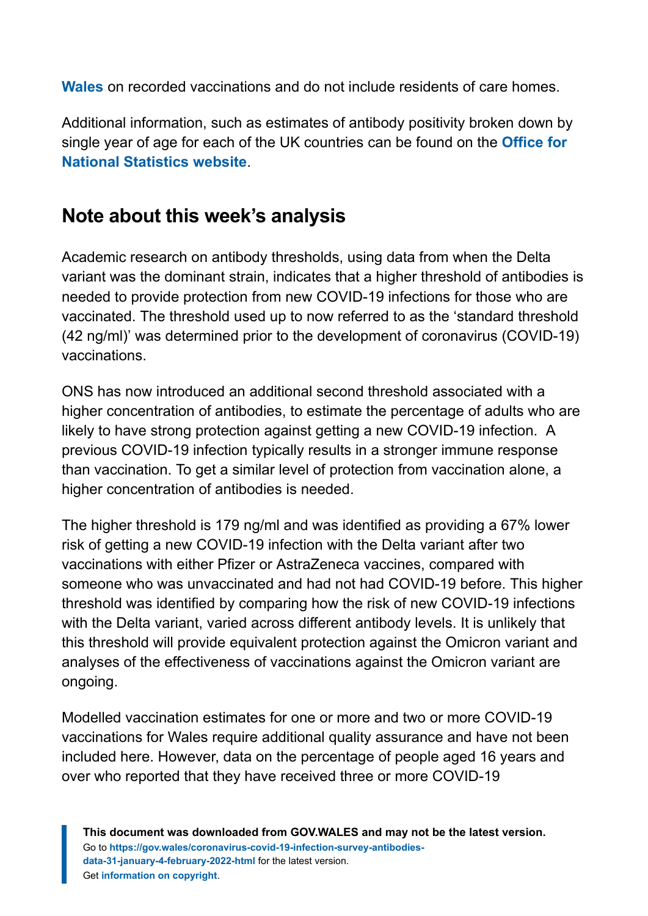**Wales** on recorded vaccinations and do not include residents of care homes.

Additional information, such as estimates of antibody positivity broken down by single year of age for each of the UK countries can be found on the **Office for National Statistics website**.

## Note about this week's analysis

Academic research on antibody thresholds, using data from when the Delta variant was the dominant strain, indicates that a higher threshold of antibodies is needed to provide protection from new COVID-19 infections for those who are vaccinated. The threshold used up to now referred to as the 'standard threshold (42 ng/ml)' was determined prior to the development of coronavirus (COVID-19) vaccinations.

ONS has now introduced an additional second threshold associated with a higher concentration of antibodies, to estimate the percentage of adults who are likely to have strong protection against getting a new COVID-19 infection. A previous COVID-19 infection typically results in a stronger immune response than vaccination. To get a similar level of protection from vaccination alone, a higher concentration of antibodies is needed.

The higher threshold is 179 ng/ml and was identified as providing a 67% lower risk of getting a new COVID-19 infection with the Delta variant after two vaccinations with either Pfizer or AstraZeneca vaccines, compared with someone who was unvaccinated and had not had COVID-19 before. This higher threshold was identified by comparing how the risk of new COVID-19 infections with the Delta variant, varied across different antibody levels. It is unlikely that this threshold will provide equivalent protection against the Omicron variant and analyses of the effectiveness of vaccinations against the Omicron variant are ongoing.

Modelled vaccination estimates for one or more and two or more COVID-19 vaccinations for Wales require additional quality assurance and have not been included here. However, data on the percentage of people aged 16 years and over who reported that they have received three or more COVID-19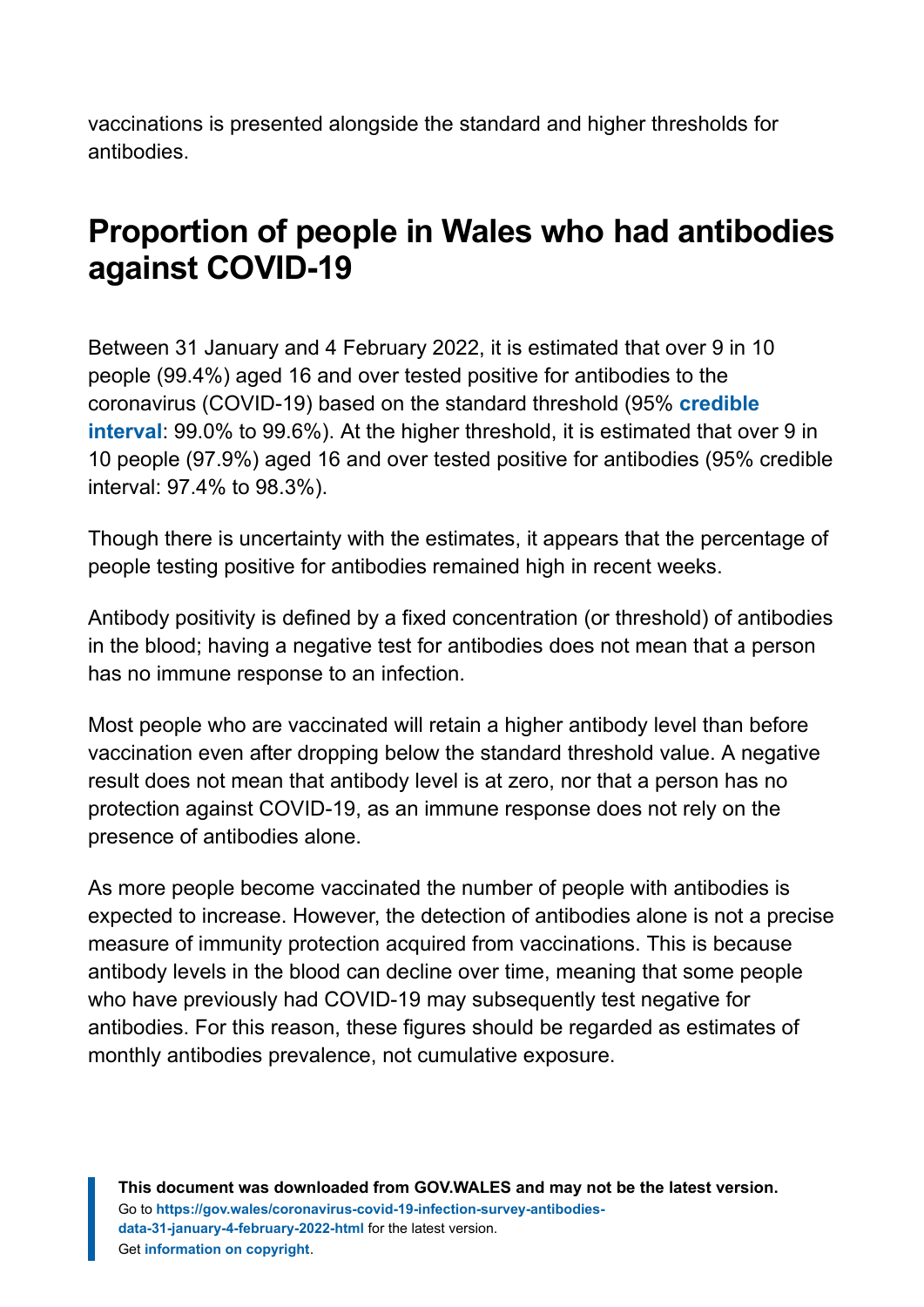vaccinations is presented alongside the standard and higher thresholds for antibodies.

## Proportion of people in Wales who had antibodies against COVID-19

Between 31 January and 4 February 2022, it is estimated that over 9 in 10 people (99.4%) aged 16 and over tested positive for antibodies to the coronavirus (COVID-19) based on the standard threshold (95% **credible interval**: 99.0% to 99.6%). At the higher threshold, it is estimated that over 9 in 10 people (97.9%) aged 16 and over tested positive for antibodies (95% credible interval: 97.4% to 98.3%).

Though there is uncertainty with the estimates, it appears that the percentage of people testing positive for antibodies remained high in recent weeks.

Antibody positivity is defined by a fixed concentration (or threshold) of antibodies in the blood; having a negative test for antibodies does not mean that a person has no immune response to an infection.

Most people who are vaccinated will retain a higher antibody level than before vaccination even after dropping below the standard threshold value. A negative result does not mean that antibody level is at zero, nor that a person has no protection against COVID-19, as an immune response does not rely on the presence of antibodies alone.

As more people become vaccinated the number of people with antibodies is expected to increase. However, the detection of antibodies alone is not a precise measure of immunity protection acquired from vaccinations. This is because antibody levels in the blood can decline over time, meaning that some people who have previously had COVID-19 may subsequently test negative for antibodies. For this reason, these figures should be regarded as estimates of monthly antibodies prevalence, not cumulative exposure.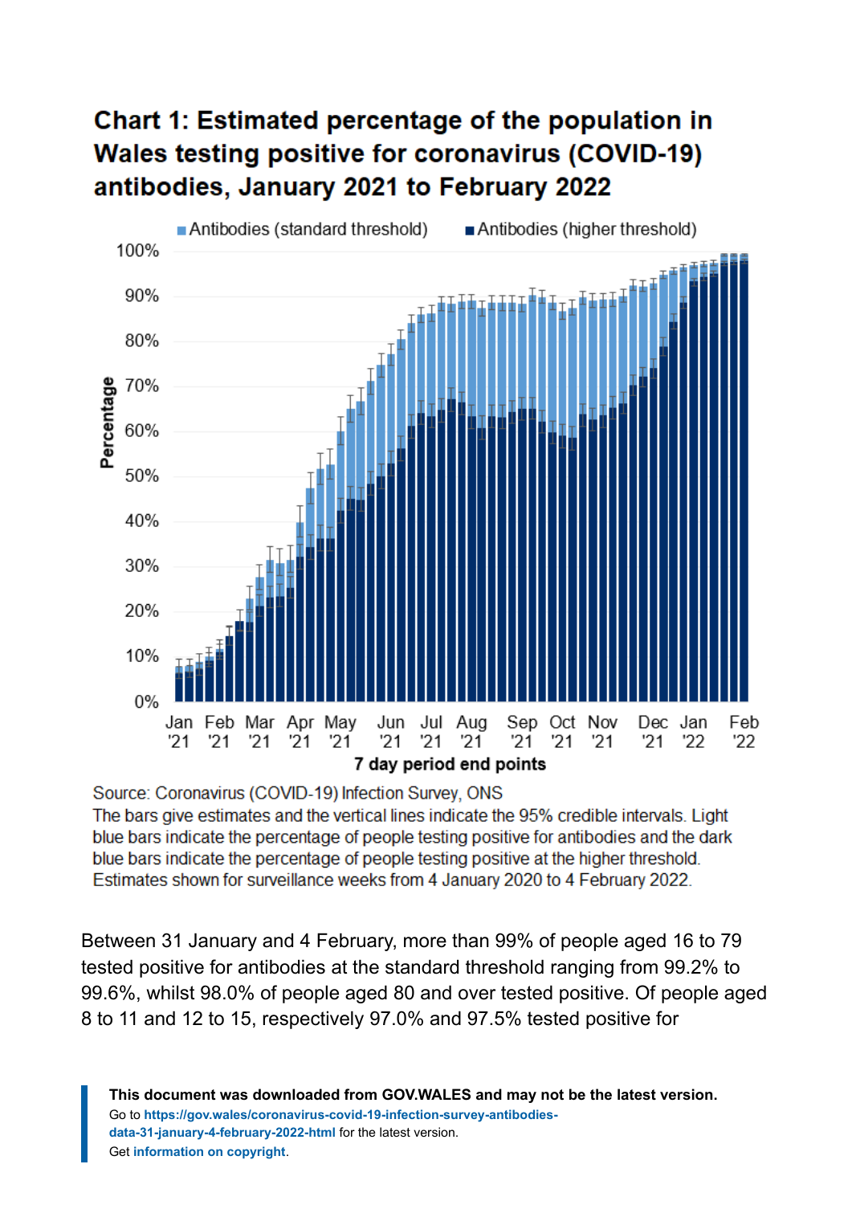## Chart 1: Estimated percentage of the population in Wales testing positive for coronavirus (COVID-19) antibodies, January 2021 to February 2022

Source: Coronavirus (COVID-19) Infection Survey, ONS

The bars give estimates and the vertical lines indicate the 95% credible intervals. Light blue bars indicate the percentage of people testing positive for antibodies and the dark blue bars indicate the percentage of people testing positive at the higher threshold. Estimates shown for surveillance weeks from 4 January 2020 to 4 February 2022.

Between 31 January and 4 February, more than 99% of people aged 16 to 79 tested positive for antibodies at the standard threshold ranging from 99.2% to 99.6%, whilst 98.0% of people aged 80 and over tested positive. Of people aged 8 to 11 and 12 to 15, respectively 97.0% and 97.5% tested positive for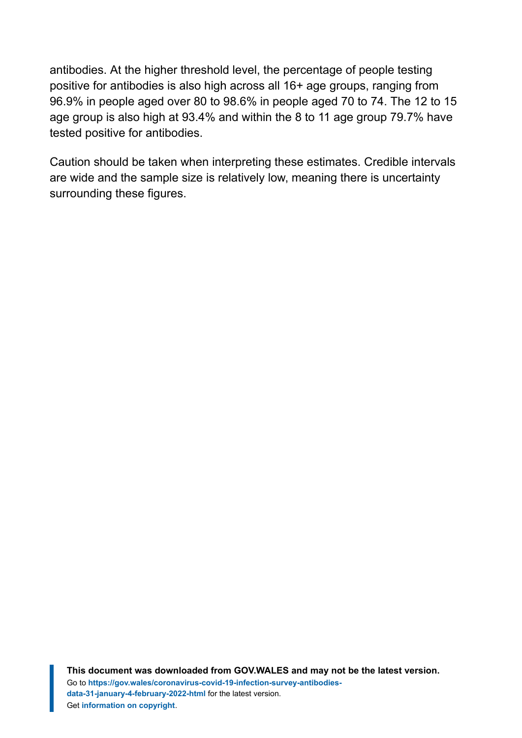antibodies. At the higher threshold level, the percentage of people testing positive for antibodies is also high across all 16+ age groups, ranging from 96.9% in people aged over 80 to 98.6% in people aged 70 to 74. The 12 to 15 age group is also high at 93.4% and within the 8 to 11 age group 79.7% have tested positive for antibodies.

Caution should be taken when interpreting these estimates. Credible intervals are wide and the sample size is relatively low, meaning there is uncertainty surrounding these figures.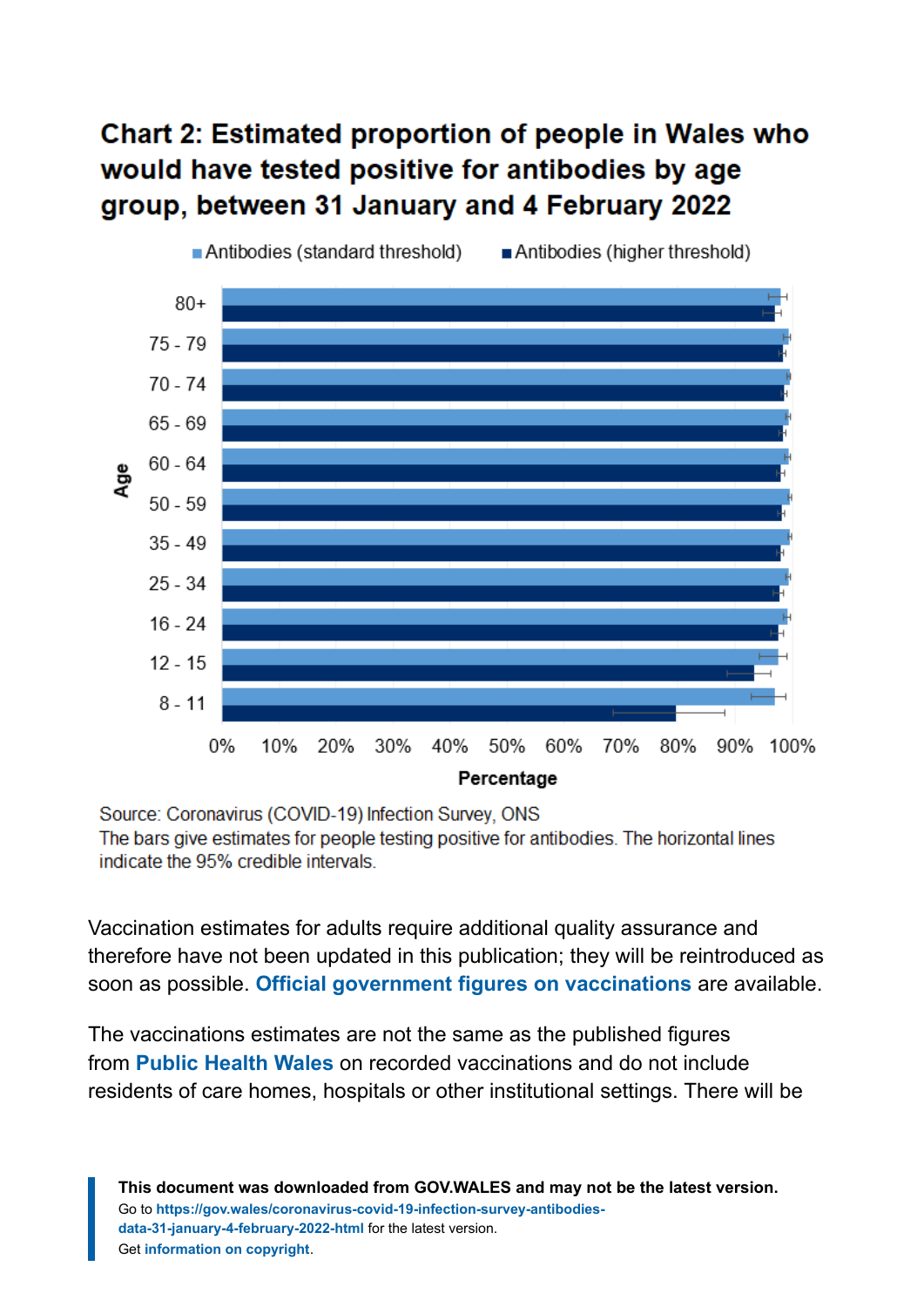## Chart 2: Estimated proportion of people in Wales who would have tested positive for antibodies by age group, between 31 January and 4 February 2022

Source: Coronavirus (COVID-19) Infection Survey, ONS
The bars give estimates for people testing positive for antibodies. The horizontal lines indicate the 95% credible intervals.

Vaccination estimates for adults require additional quality assurance and therefore have not been updated in this publication; they will be reintroduced as soon as possible. **Official government figures on vaccinations** are available.

The vaccinations estimates are not the same as the published figures from **Public Health Wales** on recorded vaccinations and do not include residents of care homes, hospitals or other institutional settings. There will be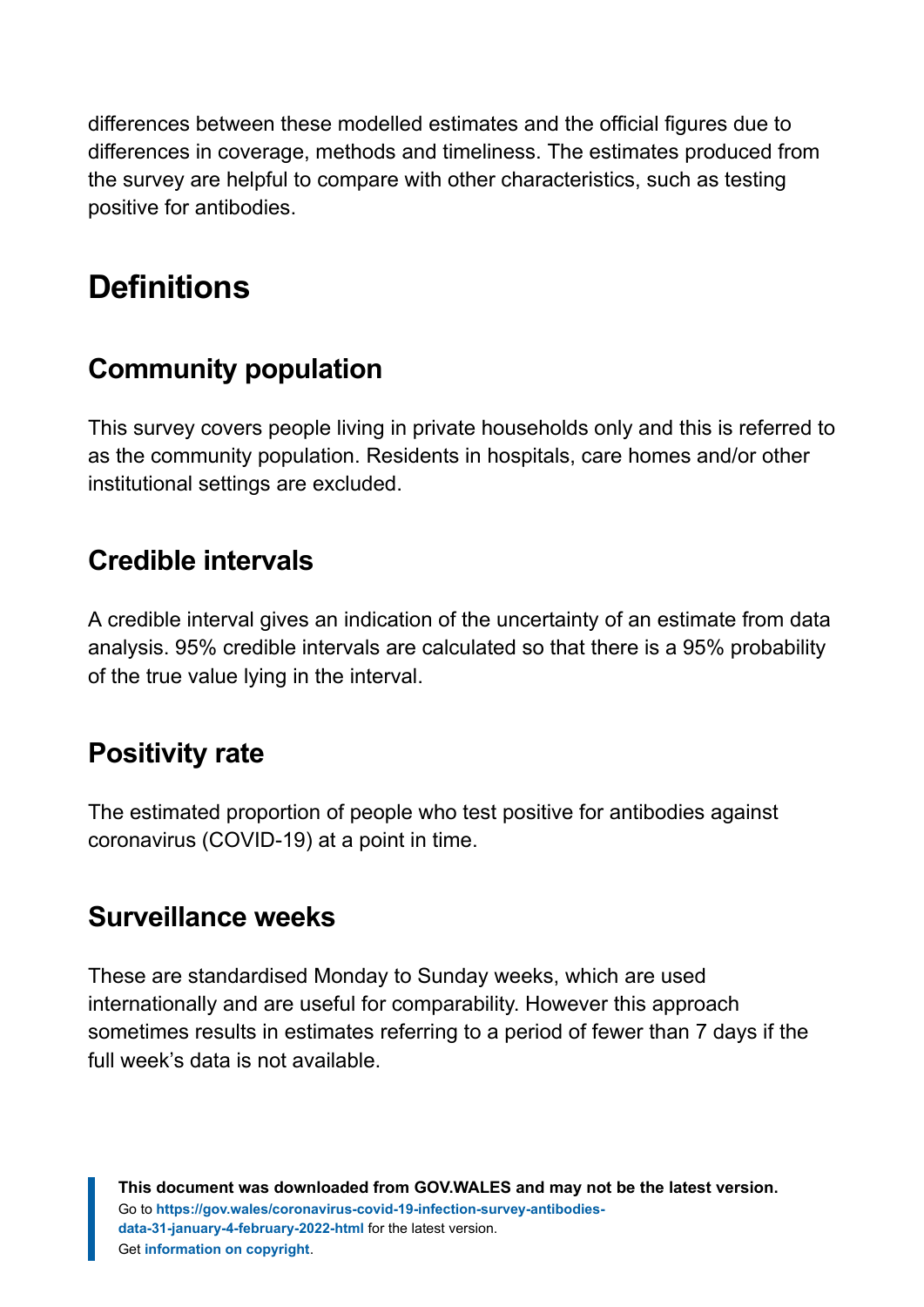differences between these modelled estimates and the official figures due to differences in coverage, methods and timeliness. The estimates produced from the survey are helpful to compare with other characteristics, such as testing positive for antibodies.

# Definitions

## Community population

This survey covers people living in private households only and this is referred to as the community population. Residents in hospitals, care homes and/or other institutional settings are excluded.

## Credible intervals

A credible interval gives an indication of the uncertainty of an estimate from data analysis. 95% credible intervals are calculated so that there is a 95% probability of the true value lying in the interval.

## Positivity rate

The estimated proportion of people who test positive for antibodies against coronavirus (COVID-19) at a point in time.

## Surveillance weeks

These are standardised Monday to Sunday weeks, which are used internationally and are useful for comparability. However this approach sometimes results in estimates referring to a period of fewer than 7 days if the full week's data is not available.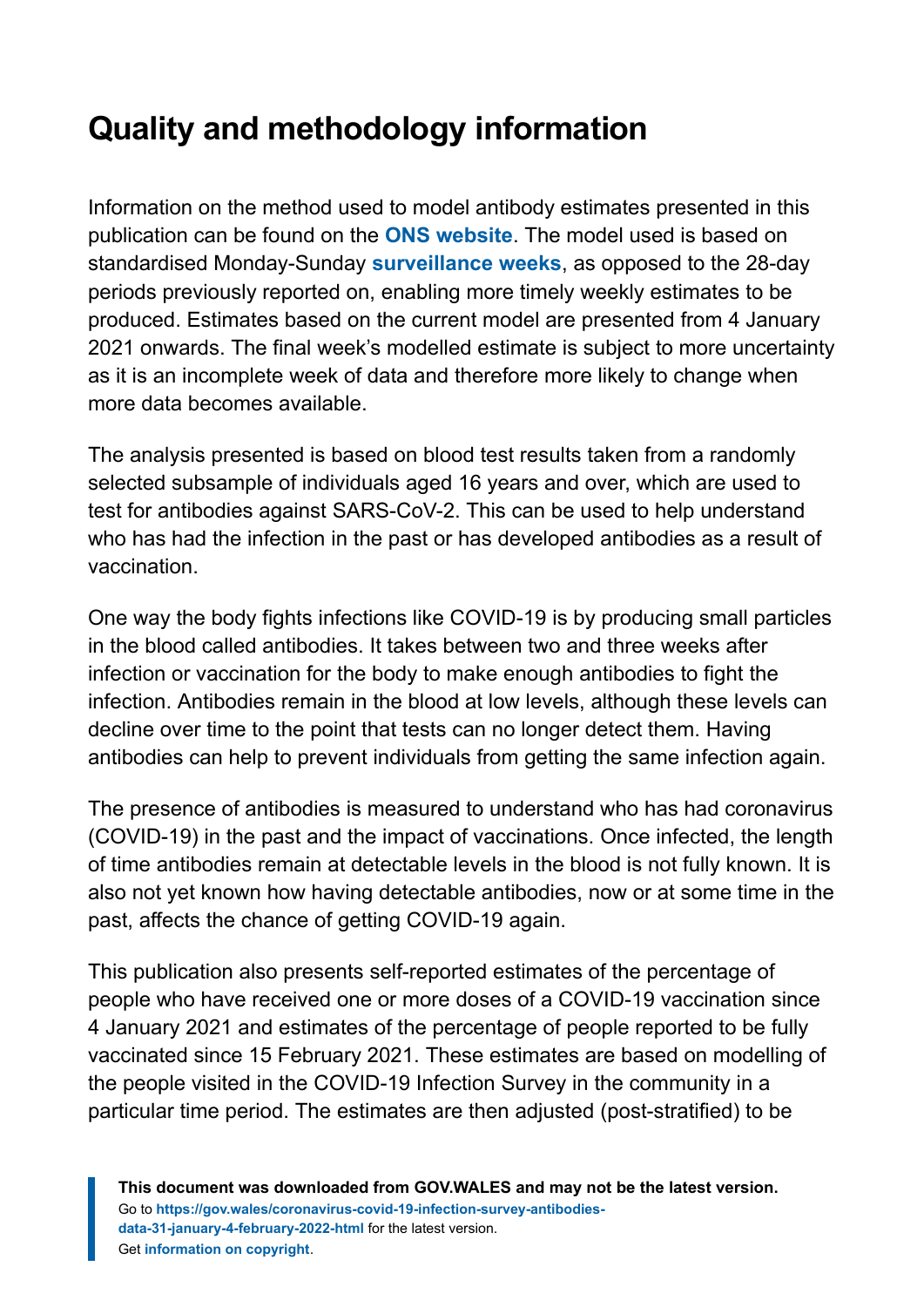## Quality and methodology information

Information on the method used to model antibody estimates presented in this publication can be found on the **ONS website**. The model used is based on standardised Monday-Sunday **surveillance weeks**, as opposed to the 28-day periods previously reported on, enabling more timely weekly estimates to be produced. Estimates based on the current model are presented from 4 January 2021 onwards. The final week's modelled estimate is subject to more uncertainty as it is an incomplete week of data and therefore more likely to change when more data becomes available.

The analysis presented is based on blood test results taken from a randomly selected subsample of individuals aged 16 years and over, which are used to test for antibodies against SARS-CoV-2. This can be used to help understand who has had the infection in the past or has developed antibodies as a result of vaccination.

One way the body fights infections like COVID-19 is by producing small particles in the blood called antibodies. It takes between two and three weeks after infection or vaccination for the body to make enough antibodies to fight the infection. Antibodies remain in the blood at low levels, although these levels can decline over time to the point that tests can no longer detect them. Having antibodies can help to prevent individuals from getting the same infection again.

The presence of antibodies is measured to understand who has had coronavirus (COVID-19) in the past and the impact of vaccinations. Once infected, the length of time antibodies remain at detectable levels in the blood is not fully known. It is also not yet known how having detectable antibodies, now or at some time in the past, affects the chance of getting COVID-19 again.

This publication also presents self-reported estimates of the percentage of people who have received one or more doses of a COVID-19 vaccination since 4 January 2021 and estimates of the percentage of people reported to be fully vaccinated since 15 February 2021. These estimates are based on modelling of the people visited in the COVID-19 Infection Survey in the community in a particular time period. The estimates are then adjusted (post-stratified) to be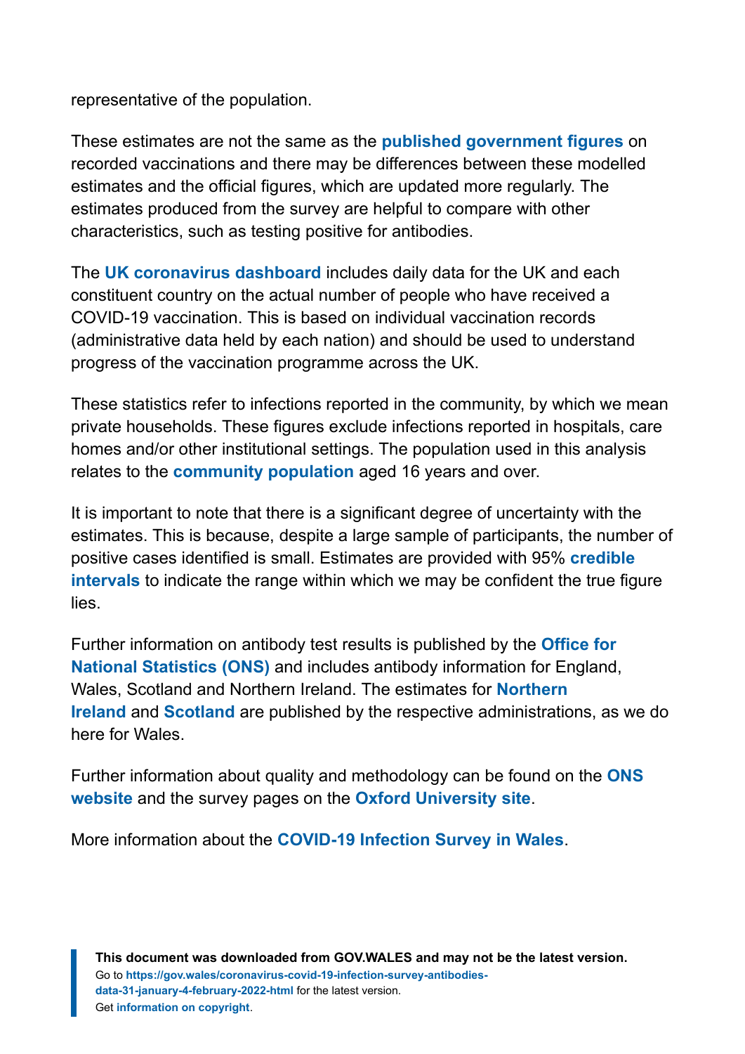representative of the population.

These estimates are not the same as the **published government figures** on recorded vaccinations and there may be differences between these modelled estimates and the official figures, which are updated more regularly. The estimates produced from the survey are helpful to compare with other characteristics, such as testing positive for antibodies.

The **UK coronavirus dashboard** includes daily data for the UK and each constituent country on the actual number of people who have received a COVID-19 vaccination. This is based on individual vaccination records (administrative data held by each nation) and should be used to understand progress of the vaccination programme across the UK.

These statistics refer to infections reported in the community, by which we mean private households. These figures exclude infections reported in hospitals, care homes and/or other institutional settings. The population used in this analysis relates to the **community population** aged 16 years and over.

It is important to note that there is a significant degree of uncertainty with the estimates. This is because, despite a large sample of participants, the number of positive cases identified is small. Estimates are provided with 95% **credible intervals** to indicate the range within which we may be confident the true figure lies.

Further information on antibody test results is published by the **Office for National Statistics (ONS)** and includes antibody information for England, Wales, Scotland and Northern Ireland. The estimates for **Northern Ireland** and **Scotland** are published by the respective administrations, as we do here for Wales.

Further information about quality and methodology can be found on the **ONS website** and the survey pages on the **Oxford University site**.

More information about the **COVID-19 Infection Survey in Wales**.

**This document was downloaded from GOV.WALES and may not be the latest version.**
Go to **https://gov.wales/coronavirus-covid-19-infection-survey-antibodies-data-31-january-4-february-2022-html** for the latest version.
Get **information on copyright**.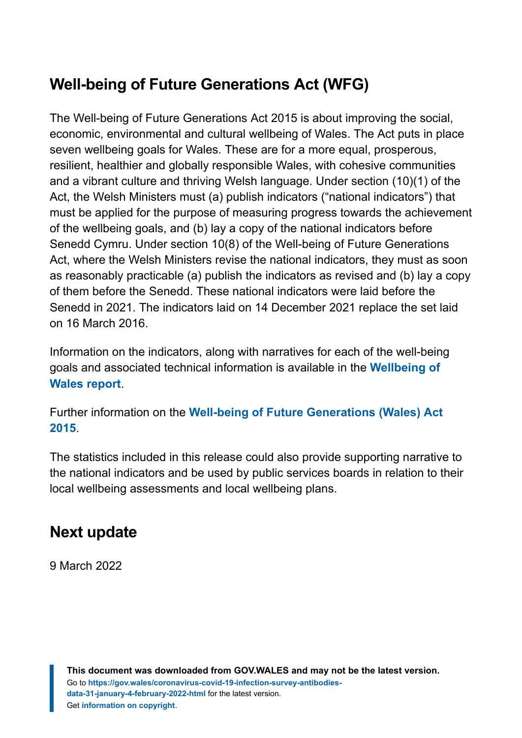## Well-being of Future Generations Act (WFG)

The Well-being of Future Generations Act 2015 is about improving the social, economic, environmental and cultural wellbeing of Wales. The Act puts in place seven wellbeing goals for Wales. These are for a more equal, prosperous, resilient, healthier and globally responsible Wales, with cohesive communities and a vibrant culture and thriving Welsh language. Under section (10)(1) of the Act, the Welsh Ministers must (a) publish indicators ("national indicators") that must be applied for the purpose of measuring progress towards the achievement of the wellbeing goals, and (b) lay a copy of the national indicators before Senedd Cymru. Under section 10(8) of the Well-being of Future Generations Act, where the Welsh Ministers revise the national indicators, they must as soon as reasonably practicable (a) publish the indicators as revised and (b) lay a copy of them before the Senedd. These national indicators were laid before the Senedd in 2021. The indicators laid on 14 December 2021 replace the set laid on 16 March 2016.

Information on the indicators, along with narratives for each of the well-being goals and associated technical information is available in the **Wellbeing of Wales report**.

Further information on the **Well-being of Future Generations (Wales) Act 2015**.

The statistics included in this release could also provide supporting narrative to the national indicators and be used by public services boards in relation to their local wellbeing assessments and local wellbeing plans.

## Next update

9 March 2022

**This document was downloaded from GOV.WALES and may not be the latest version.**
Go to **https://gov.wales/coronavirus-covid-19-infection-survey-antibodies-data-31-january-4-february-2022-html** for the latest version.
Get **information on copyright**.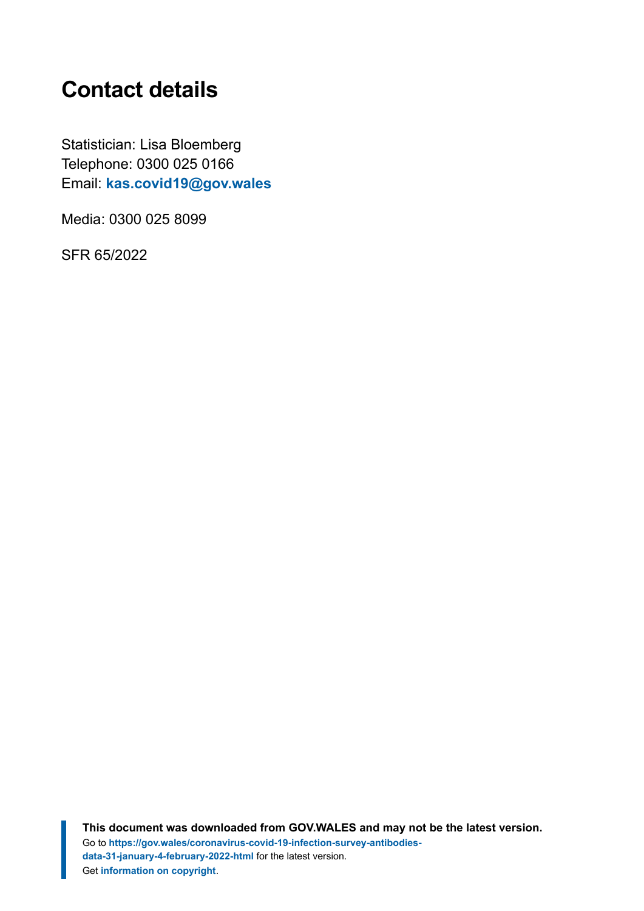## Contact details

Statistician: Lisa Bloemberg
Telephone: 0300 025 0166
Email: **kas.covid19@gov.wales**

Media: 0300 025 8099

SFR 65/2022

**This document was downloaded from GOV.WALES and may not be the latest version.**
Go to **https://gov.wales/coronavirus-covid-19-infection-survey-antibodies-data-31-january-4-february-2022-html** for the latest version.
Get **information on copyright**.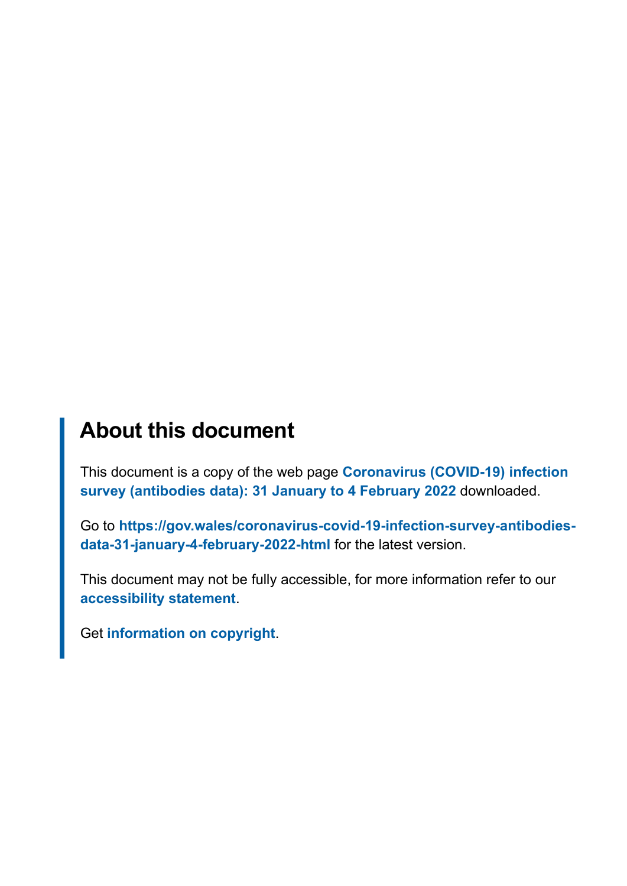## About this document

This document is a copy of the web page **Coronavirus (COVID-19) infection survey (antibodies data): 31 January to 4 February 2022** downloaded.

Go to **https://gov.wales/coronavirus-covid-19-infection-survey-antibodies-data-31-january-4-february-2022-html** for the latest version.

This document may not be fully accessible, for more information refer to our **accessibility statement**.

Get **information on copyright**.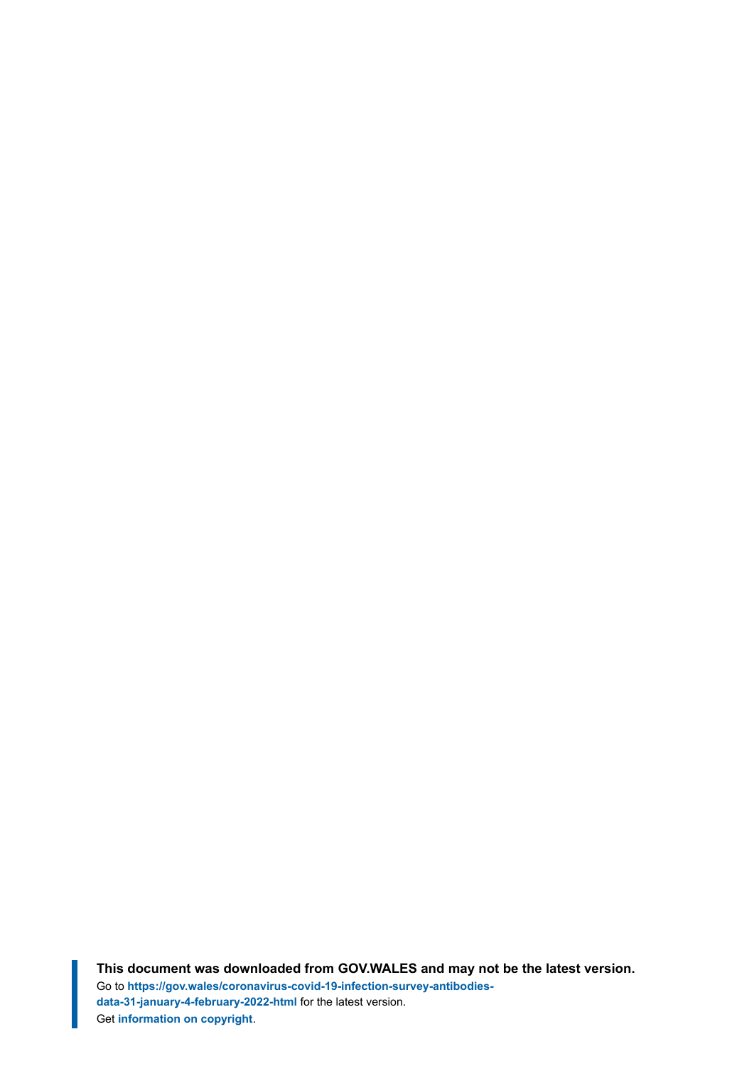**This document was downloaded from GOV.WALES and may not be the latest version.**

Go to **https://gov.wales/coronavirus-covid-19-infection-survey-antibodies-data-31-january-4-february-2022-html** for the latest version.

Get **information on copyright**.